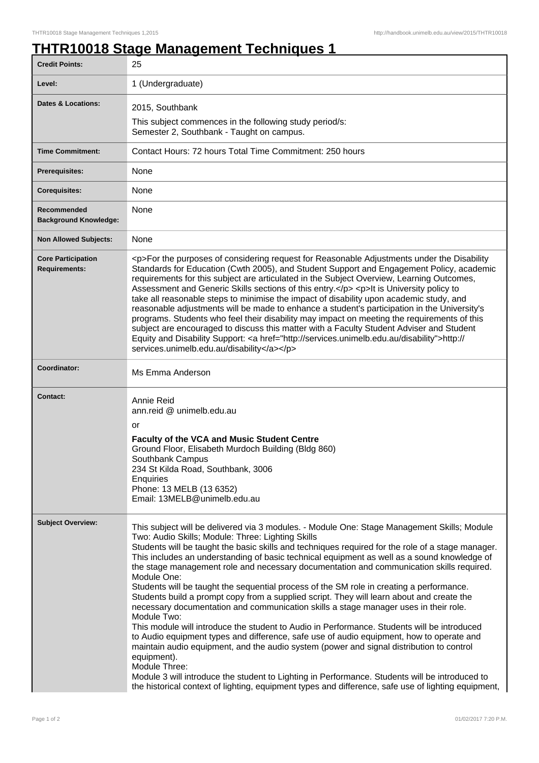# THTR10018 Stage Management Techniques 1

| | |
|---|---|
| **Credit Points:** | 25 |
| **Level:** | 1 (Undergraduate) |
| **Dates & Locations:** | 2015, Southbank<br>This subject commences in the following study period/s:<br>Semester 2, Southbank - Taught on campus. |
| **Time Commitment:** | Contact Hours: 72 hours Total Time Commitment: 250 hours |
| **Prerequisites:** | None |
| **Corequisites:** | None |
| **Recommended Background Knowledge:** | None |
| **Non Allowed Subjects:** | None |
| **Core Participation Requirements:** | <p>For the purposes of considering request for Reasonable Adjustments under the Disability Standards for Education (Cwth 2005), and Student Support and Engagement Policy, academic requirements for this subject are articulated in the Subject Overview, Learning Outcomes, Assessment and Generic Skills sections of this entry.</p> <p>It is University policy to take all reasonable steps to minimise the impact of disability upon academic study, and reasonable adjustments will be made to enhance a student's participation in the University's programs. Students who feel their disability may impact on meeting the requirements of this subject are encouraged to discuss this matter with a Faculty Student Adviser and Student Equity and Disability Support: <a href="http://services.unimelb.edu.au/disability">http://services.unimelb.edu.au/disability</a></p> |
| **Coordinator:** | Ms Emma Anderson |
| **Contact:** | Annie Reid<br>ann.reid @ unimelb.edu.au<br>or<br>**Faculty of the VCA and Music Student Centre**<br>Ground Floor, Elisabeth Murdoch Building (Bldg 860)<br>Southbank Campus<br>234 St Kilda Road, Southbank, 3006<br>Enquiries<br>Phone: 13 MELB (13 6352)<br>Email: 13MELB@unimelb.edu.au |
| **Subject Overview:** | This subject will be delivered via 3 modules. - Module One: Stage Management Skills; Module Two: Audio Skills; Module: Three: Lighting Skills<br>Students will be taught the basic skills and techniques required for the role of a stage manager. This includes an understanding of basic technical equipment as well as a sound knowledge of the stage management role and necessary documentation and communication skills required.<br>Module One:<br>Students will be taught the sequential process of the SM role in creating a performance. Students build a prompt copy from a supplied script. They will learn about and create the necessary documentation and communication skills a stage manager uses in their role.<br>Module Two:<br>This module will introduce the student to Audio in Performance. Students will be introduced to Audio equipment types and difference, safe use of audio equipment, how to operate and maintain audio equipment, and the audio system (power and signal distribution to control equipment).<br>Module Three:<br>Module 3 will introduce the student to Lighting in Performance. Students will be introduced to the historical context of lighting, equipment types and difference, safe use of lighting equipment, |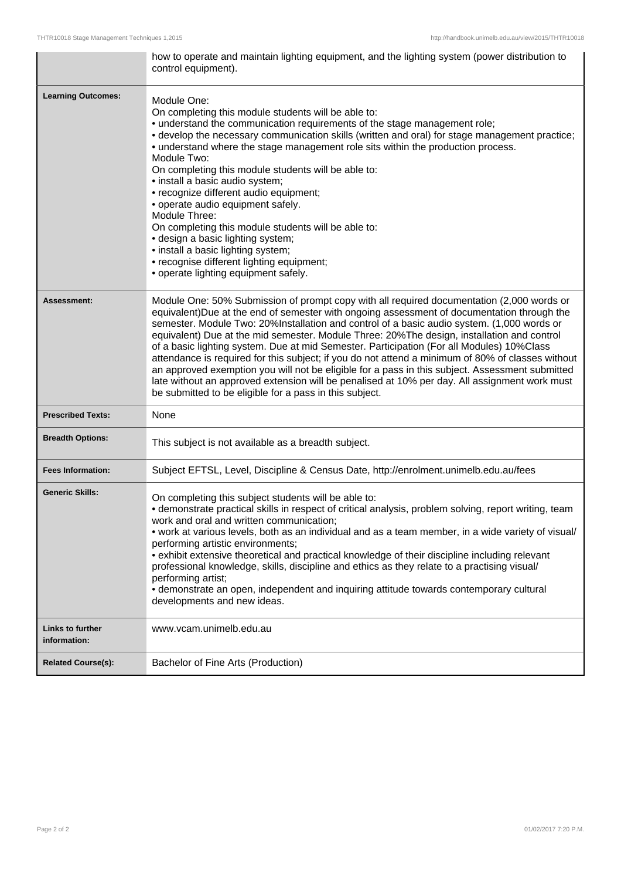| | |
|---|---|
| | how to operate and maintain lighting equipment, and the lighting system (power distribution to control equipment). |
| **Learning Outcomes:** | Module One:<br>On completing this module students will be able to:<br>• understand the communication requirements of the stage management role;<br>• develop the necessary communication skills (written and oral) for stage management practice;<br>• understand where the stage management role sits within the production process.<br>Module Two:<br>On completing this module students will be able to:<br>• install a basic audio system;<br>• recognize different audio equipment;<br>• operate audio equipment safely.<br>Module Three:<br>On completing this module students will be able to:<br>• design a basic lighting system;<br>• install a basic lighting system;<br>• recognise different lighting equipment;<br>• operate lighting equipment safely. |
| **Assessment:** | Module One: 50% Submission of prompt copy with all required documentation (2,000 words or equivalent)Due at the end of semester with ongoing assessment of documentation through the semester. Module Two: 20%Installation and control of a basic audio system. (1,000 words or equivalent) Due at the mid semester. Module Three: 20%The design, installation and control of a basic lighting system. Due at mid Semester. Participation (For all Modules) 10%Class attendance is required for this subject; if you do not attend a minimum of 80% of classes without an approved exemption you will not be eligible for a pass in this subject. Assessment submitted late without an approved extension will be penalised at 10% per day. All assignment work must be submitted to be eligible for a pass in this subject. |
| **Prescribed Texts:** | None |
| **Breadth Options:** | This subject is not available as a breadth subject. |
| **Fees Information:** | Subject EFTSL, Level, Discipline & Census Date, http://enrolment.unimelb.edu.au/fees |
| **Generic Skills:** | On completing this subject students will be able to:<br>• demonstrate practical skills in respect of critical analysis, problem solving, report writing, team work and oral and written communication;<br>• work at various levels, both as an individual and as a team member, in a wide variety of visual/ performing artistic environments;<br>• exhibit extensive theoretical and practical knowledge of their discipline including relevant professional knowledge, skills, discipline and ethics as they relate to a practising visual/ performing artist;<br>• demonstrate an open, independent and inquiring attitude towards contemporary cultural developments and new ideas. |
| **Links to further information:** | www.vcam.unimelb.edu.au |
| **Related Course(s):** | Bachelor of Fine Arts (Production) |